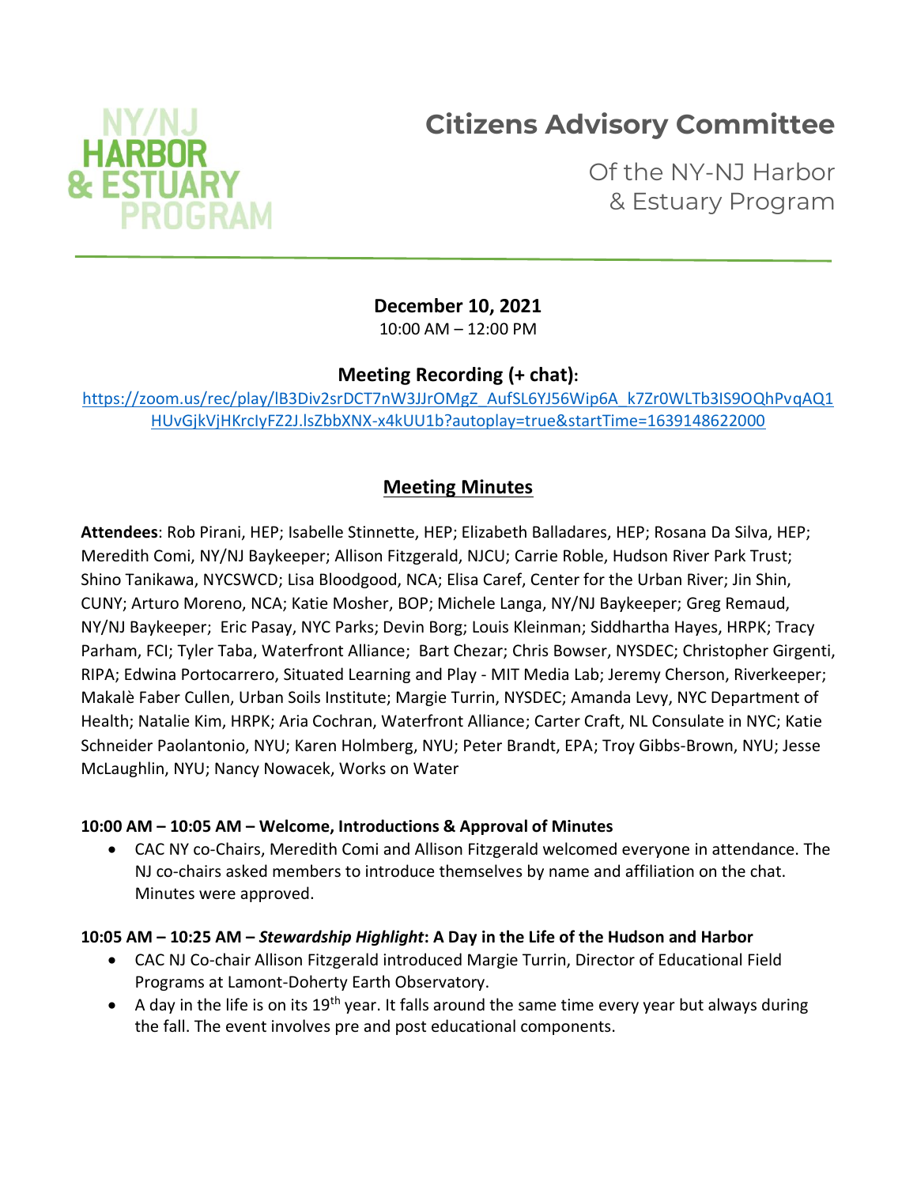# Citizens Advisory Committee

Of the NY-NJ Harbor & Estuary Program

**December 10, 2021**
10:00 AM – 12:00 PM

## Meeting Recording (+ chat):

https://zoom.us/rec/play/lB3Div2srDCT7nW3JJrOMgZ_AufSL6YJ56Wip6A_k7Zr0WLTb3IS9OQhPvqAQ1HUvGjkVjHKrclyFZ2J.lsZbbXNX-x4kUU1b?autoplay=true&startTime=1639148622000

## Meeting Minutes

**Attendees**: Rob Pirani, HEP; Isabelle Stinnette, HEP; Elizabeth Balladares, HEP; Rosana Da Silva, HEP; Meredith Comi, NY/NJ Baykeeper; Allison Fitzgerald, NJCU; Carrie Roble, Hudson River Park Trust; Shino Tanikawa, NYCSWCD; Lisa Bloodgood, NCA; Elisa Caref, Center for the Urban River; Jin Shin, CUNY; Arturo Moreno, NCA; Katie Mosher, BOP; Michele Langa, NY/NJ Baykeeper; Greg Remaud, NY/NJ Baykeeper; Eric Pasay, NYC Parks; Devin Borg; Louis Kleinman; Siddhartha Hayes, HRPK; Tracy Parham, FCI; Tyler Taba, Waterfront Alliance; Bart Chezar; Chris Bowser, NYSDEC; Christopher Girgenti, RIPA; Edwina Portocarrero, Situated Learning and Play - MIT Media Lab; Jeremy Cherson, Riverkeeper; Makalè Faber Cullen, Urban Soils Institute; Margie Turrin, NYSDEC; Amanda Levy, NYC Department of Health; Natalie Kim, HRPK; Aria Cochran, Waterfront Alliance; Carter Craft, NL Consulate in NYC; Katie Schneider Paolantonio, NYU; Karen Holmberg, NYU; Peter Brandt, EPA; Troy Gibbs-Brown, NYU; Jesse McLaughlin, NYU; Nancy Nowacek, Works on Water

### 10:00 AM – 10:05 AM – Welcome, Introductions & Approval of Minutes

- CAC NY co-Chairs, Meredith Comi and Allison Fitzgerald welcomed everyone in attendance. The NJ co-chairs asked members to introduce themselves by name and affiliation on the chat. Minutes were approved.

### 10:05 AM – 10:25 AM – *Stewardship Highlight*: A Day in the Life of the Hudson and Harbor

- CAC NJ Co-chair Allison Fitzgerald introduced Margie Turrin, Director of Educational Field Programs at Lamont-Doherty Earth Observatory.
- A day in the life is on its 19th year. It falls around the same time every year but always during the fall. The event involves pre and post educational components.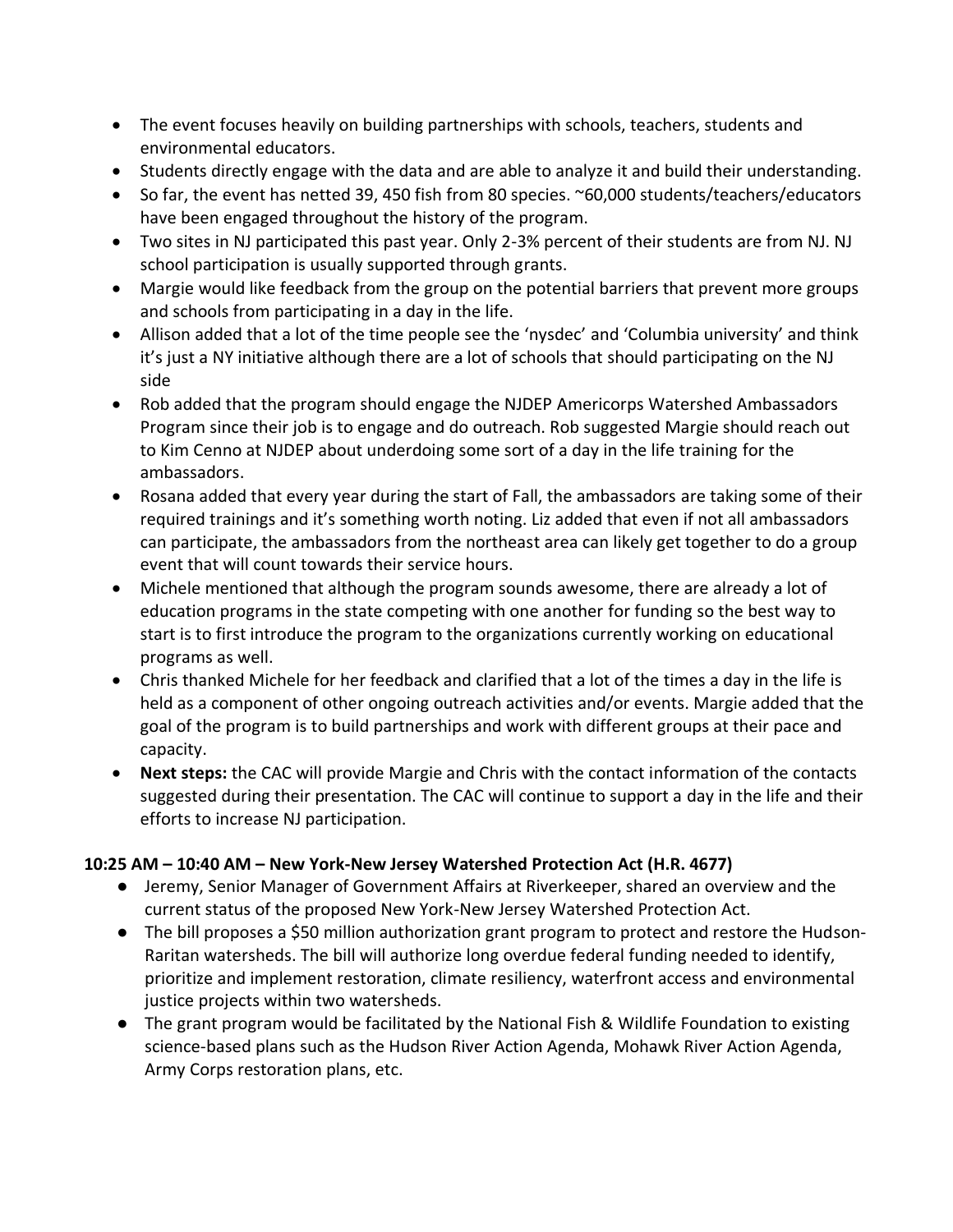- The event focuses heavily on building partnerships with schools, teachers, students and environmental educators.
- Students directly engage with the data and are able to analyze it and build their understanding.
- So far, the event has netted 39, 450 fish from 80 species. ~60,000 students/teachers/educators have been engaged throughout the history of the program.
- Two sites in NJ participated this past year. Only 2-3% percent of their students are from NJ. NJ school participation is usually supported through grants.
- Margie would like feedback from the group on the potential barriers that prevent more groups and schools from participating in a day in the life.
- Allison added that a lot of the time people see the 'nysdec' and 'Columbia university' and think it's just a NY initiative although there are a lot of schools that should participating on the NJ side
- Rob added that the program should engage the NJDEP Americorps Watershed Ambassadors Program since their job is to engage and do outreach. Rob suggested Margie should reach out to Kim Cenno at NJDEP about underdoing some sort of a day in the life training for the ambassadors.
- Rosana added that every year during the start of Fall, the ambassadors are taking some of their required trainings and it's something worth noting. Liz added that even if not all ambassadors can participate, the ambassadors from the northeast area can likely get together to do a group event that will count towards their service hours.
- Michele mentioned that although the program sounds awesome, there are already a lot of education programs in the state competing with one another for funding so the best way to start is to first introduce the program to the organizations currently working on educational programs as well.
- Chris thanked Michele for her feedback and clarified that a lot of the times a day in the life is held as a component of other ongoing outreach activities and/or events. Margie added that the goal of the program is to build partnerships and work with different groups at their pace and capacity.
- **Next steps:** the CAC will provide Margie and Chris with the contact information of the contacts suggested during their presentation. The CAC will continue to support a day in the life and their efforts to increase NJ participation.

**10:25 AM – 10:40 AM – New York-New Jersey Watershed Protection Act (H.R. 4677)**

- Jeremy, Senior Manager of Government Affairs at Riverkeeper, shared an overview and the current status of the proposed New York-New Jersey Watershed Protection Act.
- The bill proposes a $50 million authorization grant program to protect and restore the Hudson-Raritan watersheds. The bill will authorize long overdue federal funding needed to identify, prioritize and implement restoration, climate resiliency, waterfront access and environmental justice projects within two watersheds.
- The grant program would be facilitated by the National Fish & Wildlife Foundation to existing science-based plans such as the Hudson River Action Agenda, Mohawk River Action Agenda, Army Corps restoration plans, etc.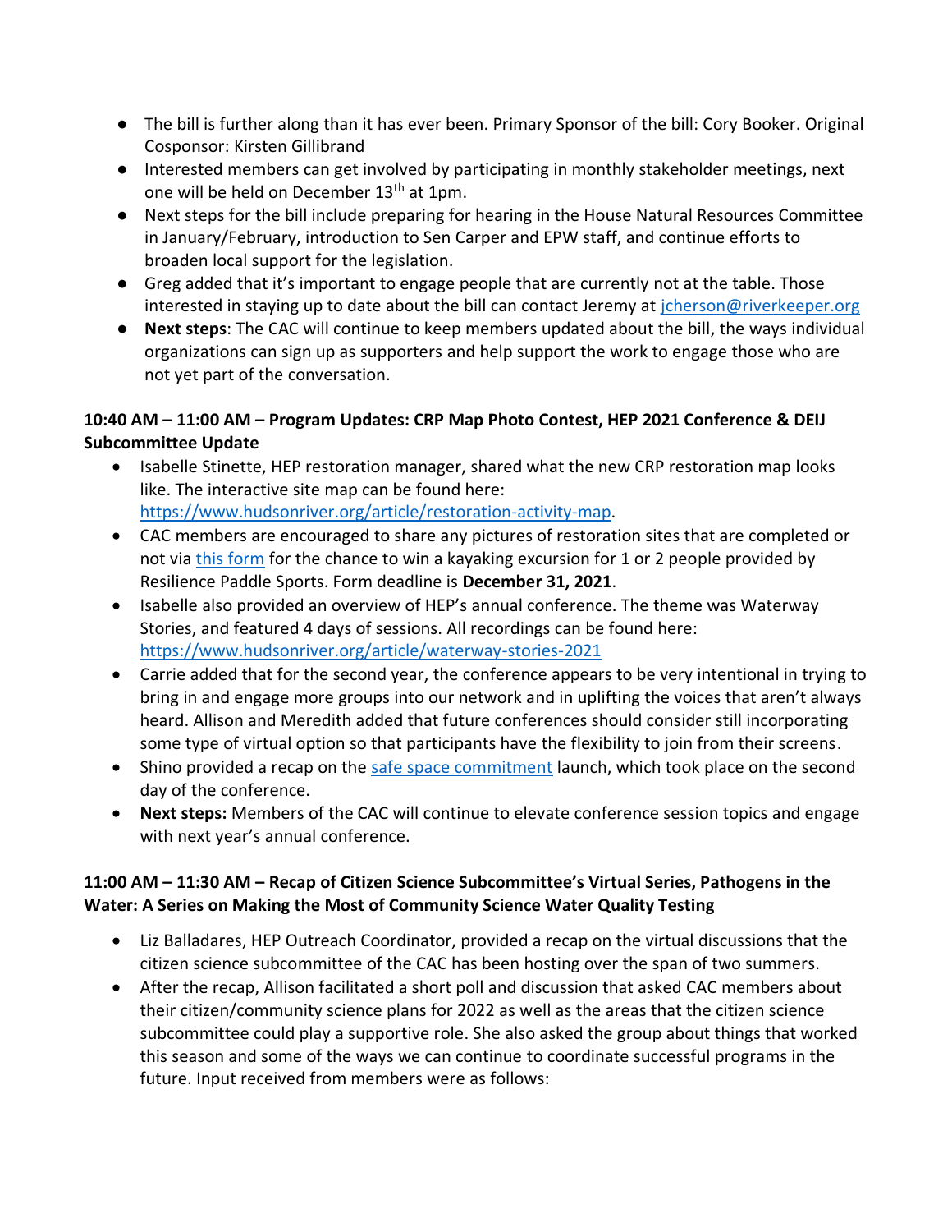- The bill is further along than it has ever been. Primary Sponsor of the bill: Cory Booker. Original Cosponsor: Kirsten Gillibrand
- Interested members can get involved by participating in monthly stakeholder meetings, next one will be held on December 13th at 1pm.
- Next steps for the bill include preparing for hearing in the House Natural Resources Committee in January/February, introduction to Sen Carper and EPW staff, and continue efforts to broaden local support for the legislation.
- Greg added that it's important to engage people that are currently not at the table. Those interested in staying up to date about the bill can contact Jeremy at jcherson@riverkeeper.org
- **Next steps**: The CAC will continue to keep members updated about the bill, the ways individual organizations can sign up as supporters and help support the work to engage those who are not yet part of the conversation.

**10:40 AM – 11:00 AM – Program Updates: CRP Map Photo Contest, HEP 2021 Conference & DEIJ Subcommittee Update**

- Isabelle Stinette, HEP restoration manager, shared what the new CRP restoration map looks like. The interactive site map can be found here: https://www.hudsonriver.org/article/restoration-activity-map.
- CAC members are encouraged to share any pictures of restoration sites that are completed or not via this form for the chance to win a kayaking excursion for 1 or 2 people provided by Resilience Paddle Sports. Form deadline is **December 31, 2021**.
- Isabelle also provided an overview of HEP's annual conference. The theme was Waterway Stories, and featured 4 days of sessions. All recordings can be found here: https://www.hudsonriver.org/article/waterway-stories-2021
- Carrie added that for the second year, the conference appears to be very intentional in trying to bring in and engage more groups into our network and in uplifting the voices that aren't always heard. Allison and Meredith added that future conferences should consider still incorporating some type of virtual option so that participants have the flexibility to join from their screens.
- Shino provided a recap on the safe space commitment launch, which took place on the second day of the conference.
- **Next steps:** Members of the CAC will continue to elevate conference session topics and engage with next year's annual conference.

**11:00 AM – 11:30 AM – Recap of Citizen Science Subcommittee's Virtual Series, Pathogens in the Water: A Series on Making the Most of Community Science Water Quality Testing**

- Liz Balladares, HEP Outreach Coordinator, provided a recap on the virtual discussions that the citizen science subcommittee of the CAC has been hosting over the span of two summers.
- After the recap, Allison facilitated a short poll and discussion that asked CAC members about their citizen/community science plans for 2022 as well as the areas that the citizen science subcommittee could play a supportive role. She also asked the group about things that worked this season and some of the ways we can continue to coordinate successful programs in the future. Input received from members were as follows: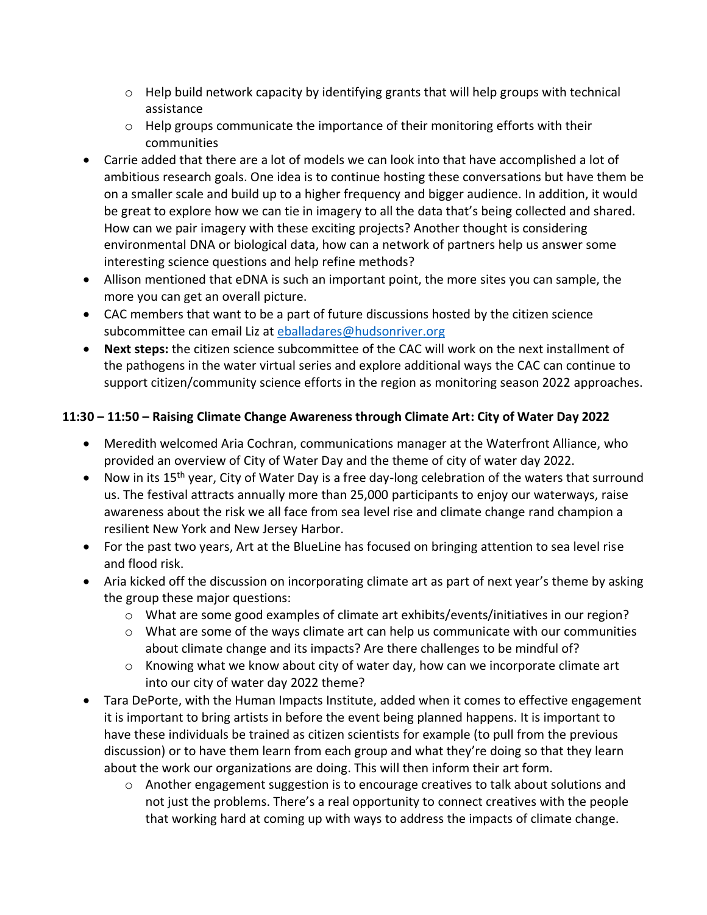- Help build network capacity by identifying grants that will help groups with technical assistance
  - Help groups communicate the importance of their monitoring efforts with their communities
- Carrie added that there are a lot of models we can look into that have accomplished a lot of ambitious research goals. One idea is to continue hosting these conversations but have them be on a smaller scale and build up to a higher frequency and bigger audience. In addition, it would be great to explore how we can tie in imagery to all the data that's being collected and shared. How can we pair imagery with these exciting projects? Another thought is considering environmental DNA or biological data, how can a network of partners help us answer some interesting science questions and help refine methods?
- Allison mentioned that eDNA is such an important point, the more sites you can sample, the more you can get an overall picture.
- CAC members that want to be a part of future discussions hosted by the citizen science subcommittee can email Liz at [eballadares@hudsonriver.org](mailto:eballadares@hudsonriver.org)
- **Next steps:** the citizen science subcommittee of the CAC will work on the next installment of the pathogens in the water virtual series and explore additional ways the CAC can continue to support citizen/community science efforts in the region as monitoring season 2022 approaches.

**11:30 – 11:50 – Raising Climate Change Awareness through Climate Art: City of Water Day 2022**

- Meredith welcomed Aria Cochran, communications manager at the Waterfront Alliance, who provided an overview of City of Water Day and the theme of city of water day 2022.
- Now in its 15th year, City of Water Day is a free day-long celebration of the waters that surround us. The festival attracts annually more than 25,000 participants to enjoy our waterways, raise awareness about the risk we all face from sea level rise and climate change rand champion a resilient New York and New Jersey Harbor.
- For the past two years, Art at the BlueLine has focused on bringing attention to sea level rise and flood risk.
- Aria kicked off the discussion on incorporating climate art as part of next year's theme by asking the group these major questions:
  - What are some good examples of climate art exhibits/events/initiatives in our region?
  - What are some of the ways climate art can help us communicate with our communities about climate change and its impacts? Are there challenges to be mindful of?
  - Knowing what we know about city of water day, how can we incorporate climate art into our city of water day 2022 theme?
- Tara DePorte, with the Human Impacts Institute, added when it comes to effective engagement it is important to bring artists in before the event being planned happens. It is important to have these individuals be trained as citizen scientists for example (to pull from the previous discussion) or to have them learn from each group and what they're doing so that they learn about the work our organizations are doing. This will then inform their art form.
  - Another engagement suggestion is to encourage creatives to talk about solutions and not just the problems. There's a real opportunity to connect creatives with the people that working hard at coming up with ways to address the impacts of climate change.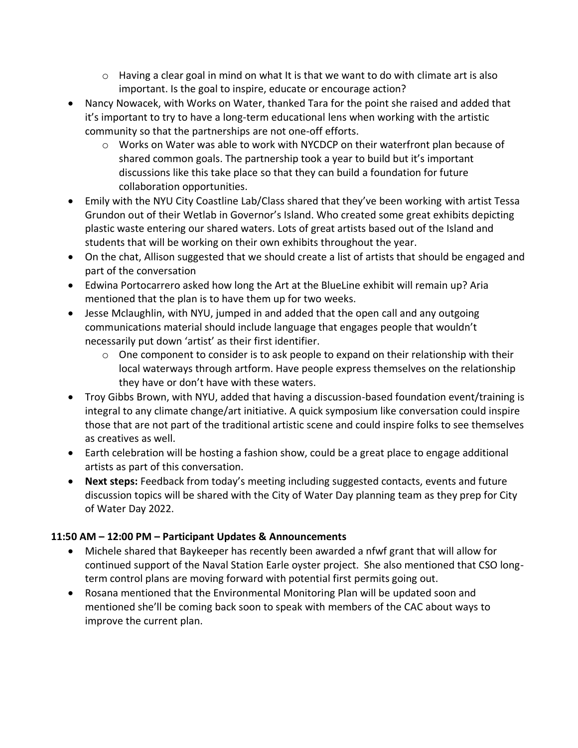- Having a clear goal in mind on what It is that we want to do with climate art is also important. Is the goal to inspire, educate or encourage action?
- Nancy Nowacek, with Works on Water, thanked Tara for the point she raised and added that it's important to try to have a long-term educational lens when working with the artistic community so that the partnerships are not one-off efforts.
    - Works on Water was able to work with NYCDCP on their waterfront plan because of shared common goals. The partnership took a year to build but it's important discussions like this take place so that they can build a foundation for future collaboration opportunities.
- Emily with the NYU City Coastline Lab/Class shared that they've been working with artist Tessa Grundon out of their Wetlab in Governor's Island. Who created some great exhibits depicting plastic waste entering our shared waters. Lots of great artists based out of the Island and students that will be working on their own exhibits throughout the year.
- On the chat, Allison suggested that we should create a list of artists that should be engaged and part of the conversation
- Edwina Portocarrero asked how long the Art at the BlueLine exhibit will remain up? Aria mentioned that the plan is to have them up for two weeks.
- Jesse Mclaughlin, with NYU, jumped in and added that the open call and any outgoing communications material should include language that engages people that wouldn't necessarily put down 'artist' as their first identifier.
    - One component to consider is to ask people to expand on their relationship with their local waterways through artform. Have people express themselves on the relationship they have or don't have with these waters.
- Troy Gibbs Brown, with NYU, added that having a discussion-based foundation event/training is integral to any climate change/art initiative. A quick symposium like conversation could inspire those that are not part of the traditional artistic scene and could inspire folks to see themselves as creatives as well.
- Earth celebration will be hosting a fashion show, could be a great place to engage additional artists as part of this conversation.
- **Next steps:** Feedback from today's meeting including suggested contacts, events and future discussion topics will be shared with the City of Water Day planning team as they prep for City of Water Day 2022.

**11:50 AM – 12:00 PM – Participant Updates & Announcements**

- Michele shared that Baykeeper has recently been awarded a nfwf grant that will allow for continued support of the Naval Station Earle oyster project. She also mentioned that CSO long-term control plans are moving forward with potential first permits going out.
- Rosana mentioned that the Environmental Monitoring Plan will be updated soon and mentioned she'll be coming back soon to speak with members of the CAC about ways to improve the current plan.